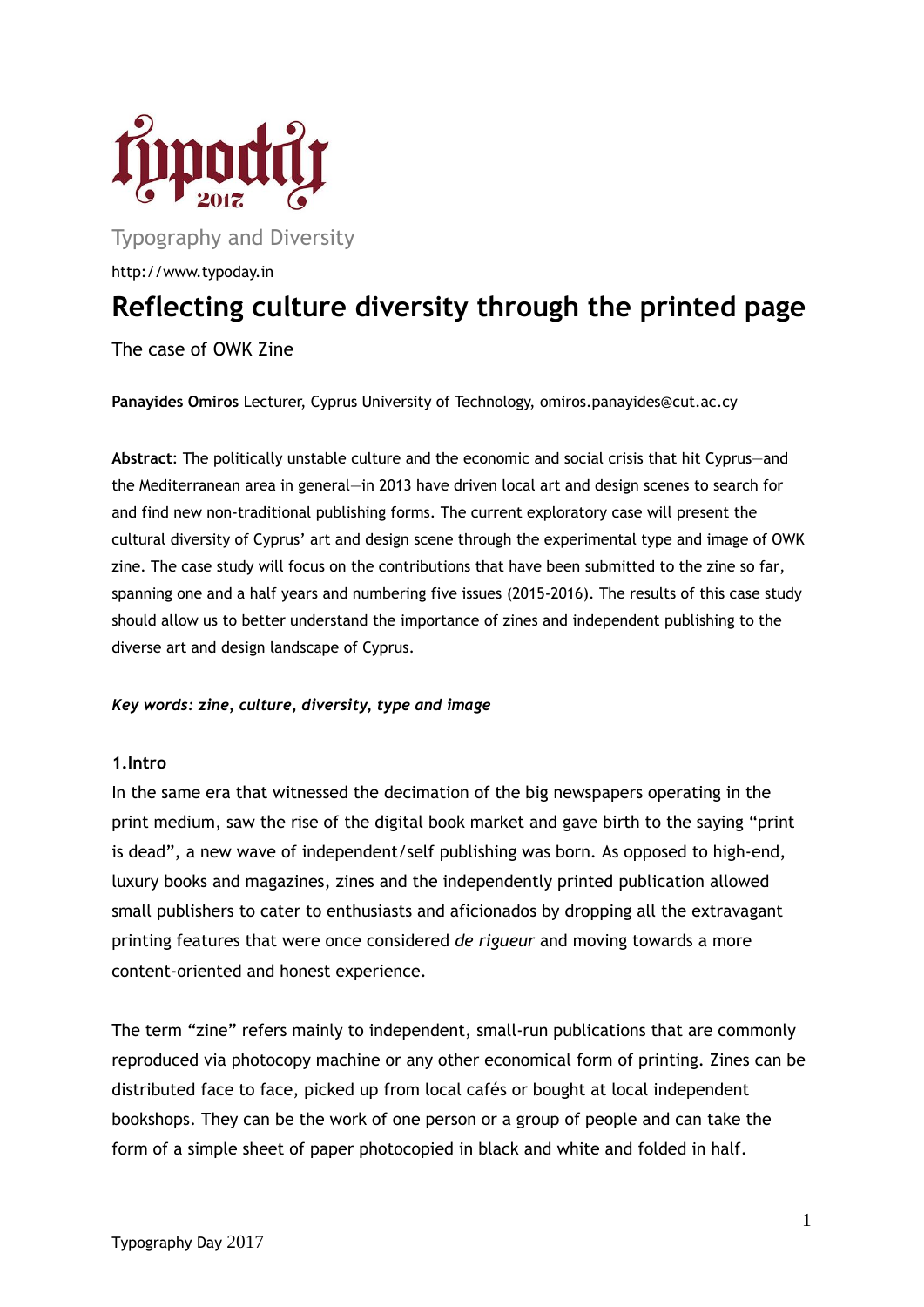Typography and Diversity

http://www.typoday.in

# Reflecting culture diversity through the printed page

The case of OWK Zine

**Panayides Omiros** Lecturer, Cyprus University of Technology, omiros.panayides@cut.ac.cy

**Abstract**: The politically unstable culture and the economic and social crisis that hit Cyprus—and the Mediterranean area in general—in 2013 have driven local art and design scenes to search for and find new non-traditional publishing forms. The current exploratory case will present the cultural diversity of Cyprus' art and design scene through the experimental type and image of OWK zine. The case study will focus on the contributions that have been submitted to the zine so far, spanning one and a half years and numbering five issues (2015-2016). The results of this case study should allow us to better understand the importance of zines and independent publishing to the diverse art and design landscape of Cyprus.

***Key words: zine, culture, diversity, type and image***

## 1.Intro

In the same era that witnessed the decimation of the big newspapers operating in the print medium, saw the rise of the digital book market and gave birth to the saying "print is dead", a new wave of independent/self publishing was born. As opposed to high-end, luxury books and magazines, zines and the independently printed publication allowed small publishers to cater to enthusiasts and aficionados by dropping all the extravagant printing features that were once considered *de rigueur* and moving towards a more content-oriented and honest experience.

The term "zine" refers mainly to independent, small-run publications that are commonly reproduced via photocopy machine or any other economical form of printing. Zines can be distributed face to face, picked up from local cafés or bought at local independent bookshops. They can be the work of one person or a group of people and can take the form of a simple sheet of paper photocopied in black and white and folded in half.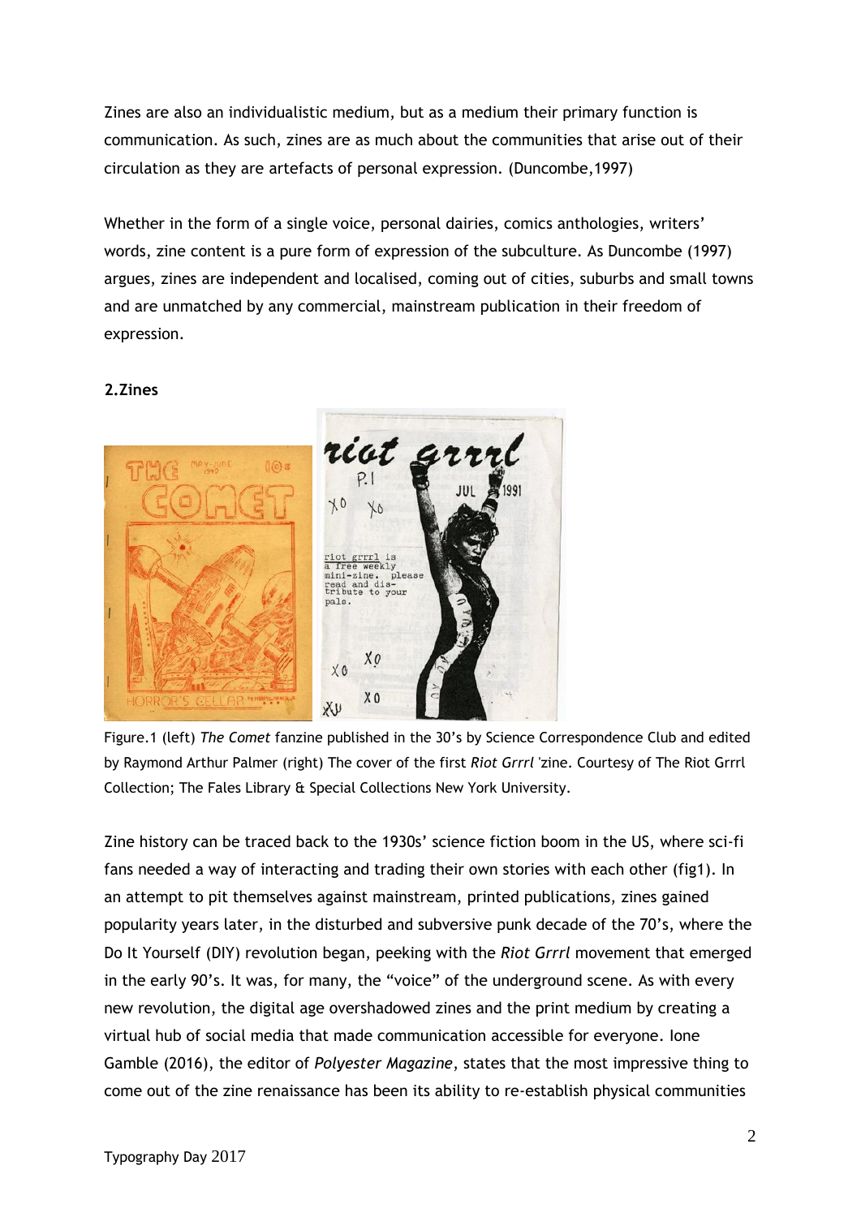Zines are also an individualistic medium, but as a medium their primary function is communication. As such, zines are as much about the communities that arise out of their circulation as they are artefacts of personal expression. (Duncombe,1997)

Whether in the form of a single voice, personal dairies, comics anthologies, writers' words, zine content is a pure form of expression of the subculture. As Duncombe (1997) argues, zines are independent and localised, coming out of cities, suburbs and small towns and are unmatched by any commercial, mainstream publication in their freedom of expression.

**2.Zines**

Figure.1 (left) *The Comet* fanzine published in the 30's by Science Correspondence Club and edited by Raymond Arthur Palmer (right) The cover of the first *Riot Grrrl* 'zine. Courtesy of The Riot Grrrl Collection; The Fales Library & Special Collections New York University.

Zine history can be traced back to the 1930s' science fiction boom in the US, where sci-fi fans needed a way of interacting and trading their own stories with each other (fig1). In an attempt to pit themselves against mainstream, printed publications, zines gained popularity years later, in the disturbed and subversive punk decade of the 70's, where the Do It Yourself (DIY) revolution began, peeking with the *Riot Grrrl* movement that emerged in the early 90's. It was, for many, the "voice" of the underground scene. As with every new revolution, the digital age overshadowed zines and the print medium by creating a virtual hub of social media that made communication accessible for everyone. Ione Gamble (2016), the editor of *Polyester Magazine*, states that the most impressive thing to come out of the zine renaissance has been its ability to re-establish physical communities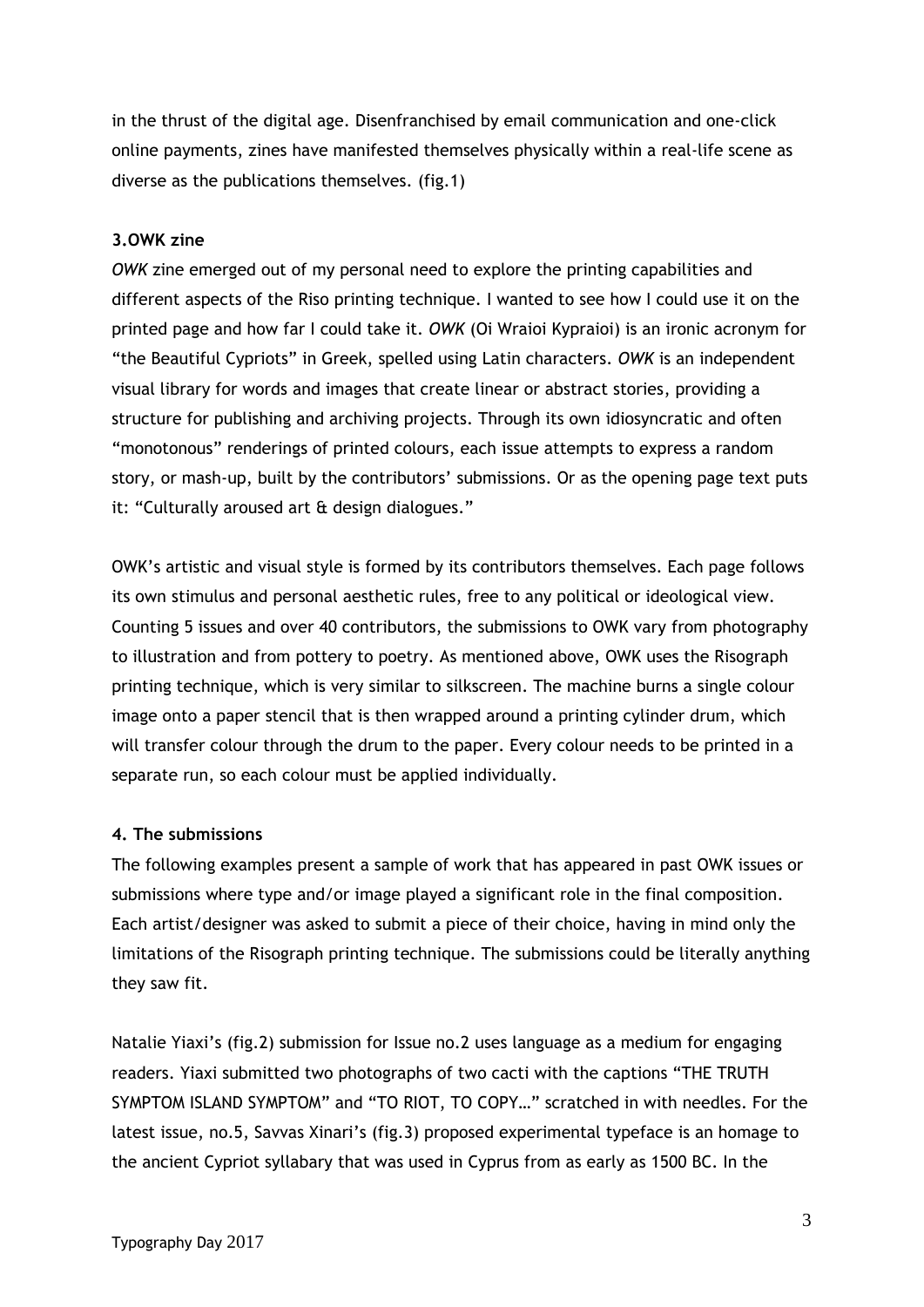in the thrust of the digital age. Disenfranchised by email communication and one-click online payments, zines have manifested themselves physically within a real-life scene as diverse as the publications themselves. (fig.1)

### 3.OWK zine

*OWK* zine emerged out of my personal need to explore the printing capabilities and different aspects of the Riso printing technique. I wanted to see how I could use it on the printed page and how far I could take it. *OWK* (Oi Wraioi Kypraioi) is an ironic acronym for "the Beautiful Cypriots" in Greek, spelled using Latin characters. *OWK* is an independent visual library for words and images that create linear or abstract stories, providing a structure for publishing and archiving projects. Through its own idiosyncratic and often "monotonous" renderings of printed colours, each issue attempts to express a random story, or mash-up, built by the contributors' submissions. Or as the opening page text puts it: "Culturally aroused art & design dialogues."

OWK's artistic and visual style is formed by its contributors themselves. Each page follows its own stimulus and personal aesthetic rules, free to any political or ideological view. Counting 5 issues and over 40 contributors, the submissions to OWK vary from photography to illustration and from pottery to poetry. As mentioned above, OWK uses the Risograph printing technique, which is very similar to silkscreen. The machine burns a single colour image onto a paper stencil that is then wrapped around a printing cylinder drum, which will transfer colour through the drum to the paper. Every colour needs to be printed in a separate run, so each colour must be applied individually.

### 4. The submissions

The following examples present a sample of work that has appeared in past OWK issues or submissions where type and/or image played a significant role in the final composition. Each artist/designer was asked to submit a piece of their choice, having in mind only the limitations of the Risograph printing technique. The submissions could be literally anything they saw fit.

Natalie Yiaxi's (fig.2) submission for Issue no.2 uses language as a medium for engaging readers. Yiaxi submitted two photographs of two cacti with the captions "THE TRUTH SYMPTOM ISLAND SYMPTOM" and "TO RIOT, TO COPY…" scratched in with needles. For the latest issue, no.5, Savvas Xinari's (fig.3) proposed experimental typeface is an homage to the ancient Cypriot syllabary that was used in Cyprus from as early as 1500 BC. In the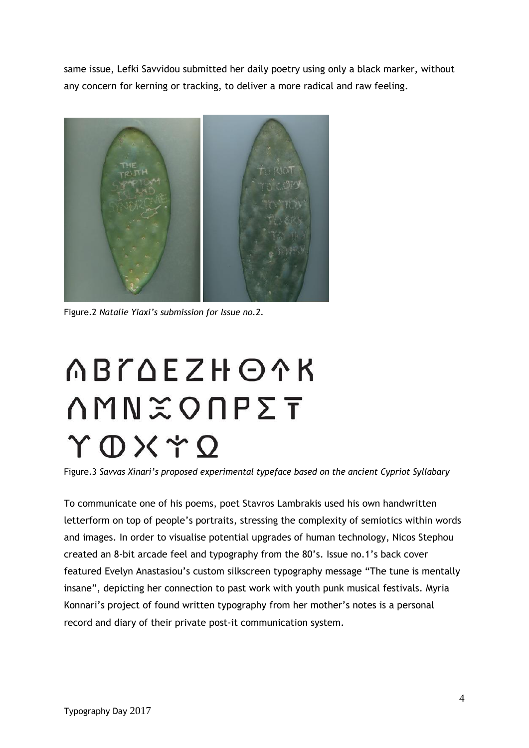same issue, Lefki Savvidou submitted her daily poetry using only a black marker, without any concern for kerning or tracking, to deliver a more radical and raw feeling.

Figure.2 *Natalie Yiaxi's submission for Issue no.2.*

Figure.3 *Savvas Xinari's proposed experimental typeface based on the ancient Cypriot Syllabary*

To communicate one of his poems, poet Stavros Lambrakis used his own handwritten letterform on top of people's portraits, stressing the complexity of semiotics within words and images. In order to visualise potential upgrades of human technology, Nicos Stephou created an 8-bit arcade feel and typography from the 80's. Issue no.1's back cover featured Evelyn Anastasiou's custom silkscreen typography message "The tune is mentally insane", depicting her connection to past work with youth punk musical festivals. Myria Konnari's project of found written typography from her mother's notes is a personal record and diary of their private post-it communication system.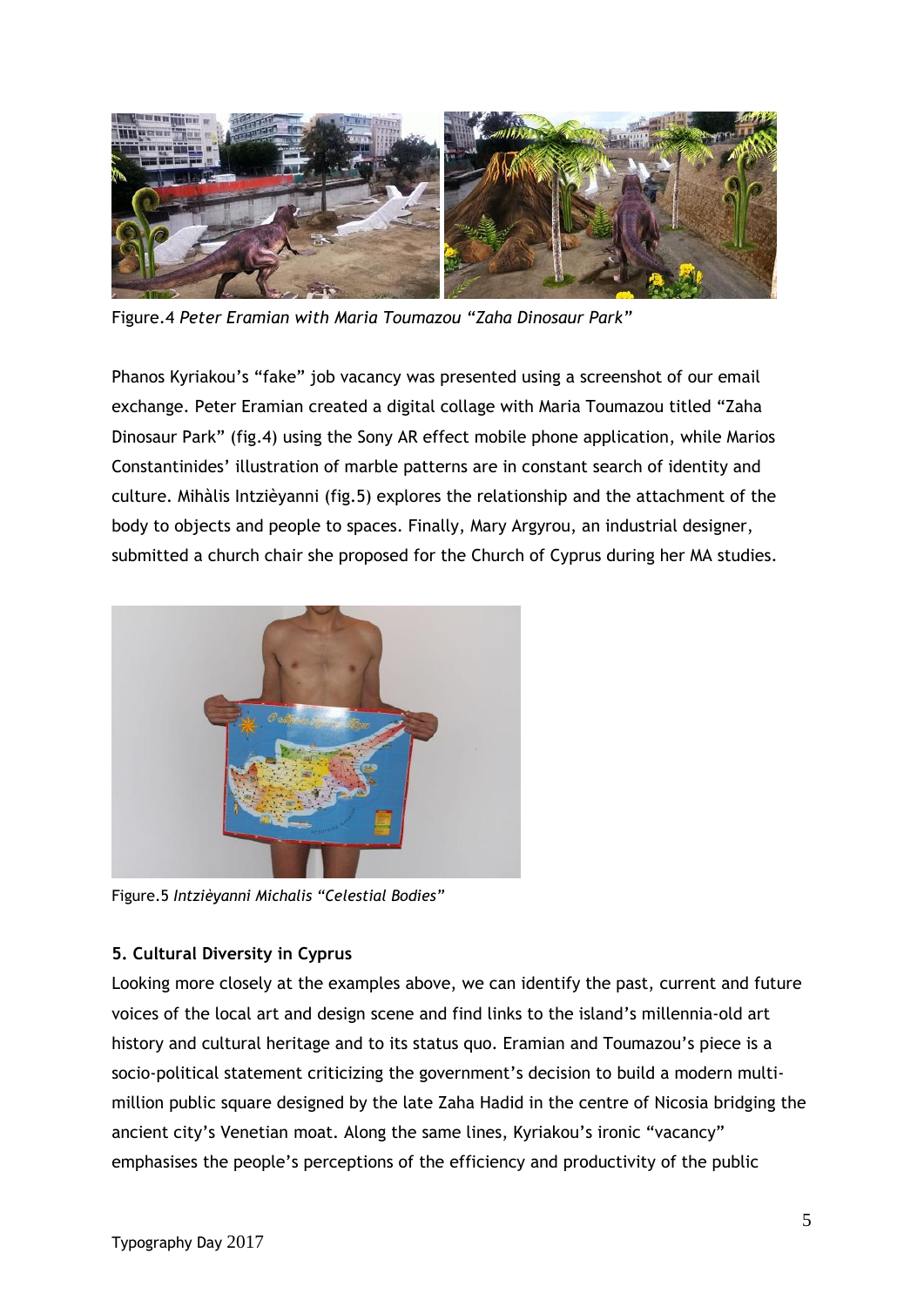Figure.4 *Peter Eramian with Maria Toumazou "Zaha Dinosaur Park"*

Phanos Kyriakou's "fake" job vacancy was presented using a screenshot of our email exchange. Peter Eramian created a digital collage with Maria Toumazou titled "Zaha Dinosaur Park" (fig.4) using the Sony AR effect mobile phone application, while Marios Constantinides' illustration of marble patterns are in constant search of identity and culture. Mihàlis Intzièyanni (fig.5) explores the relationship and the attachment of the body to objects and people to spaces. Finally, Mary Argyrou, an industrial designer, submitted a church chair she proposed for the Church of Cyprus during her MA studies.

Figure.5 *Intzièyanni Michalis "Celestial Bodies"*

**5. Cultural Diversity in Cyprus**

Looking more closely at the examples above, we can identify the past, current and future voices of the local art and design scene and find links to the island's millennia-old art history and cultural heritage and to its status quo. Eramian and Toumazou's piece is a socio-political statement criticizing the government's decision to build a modern multi-million public square designed by the late Zaha Hadid in the centre of Nicosia bridging the ancient city's Venetian moat. Along the same lines, Kyriakou's ironic "vacancy" emphasises the people's perceptions of the efficiency and productivity of the public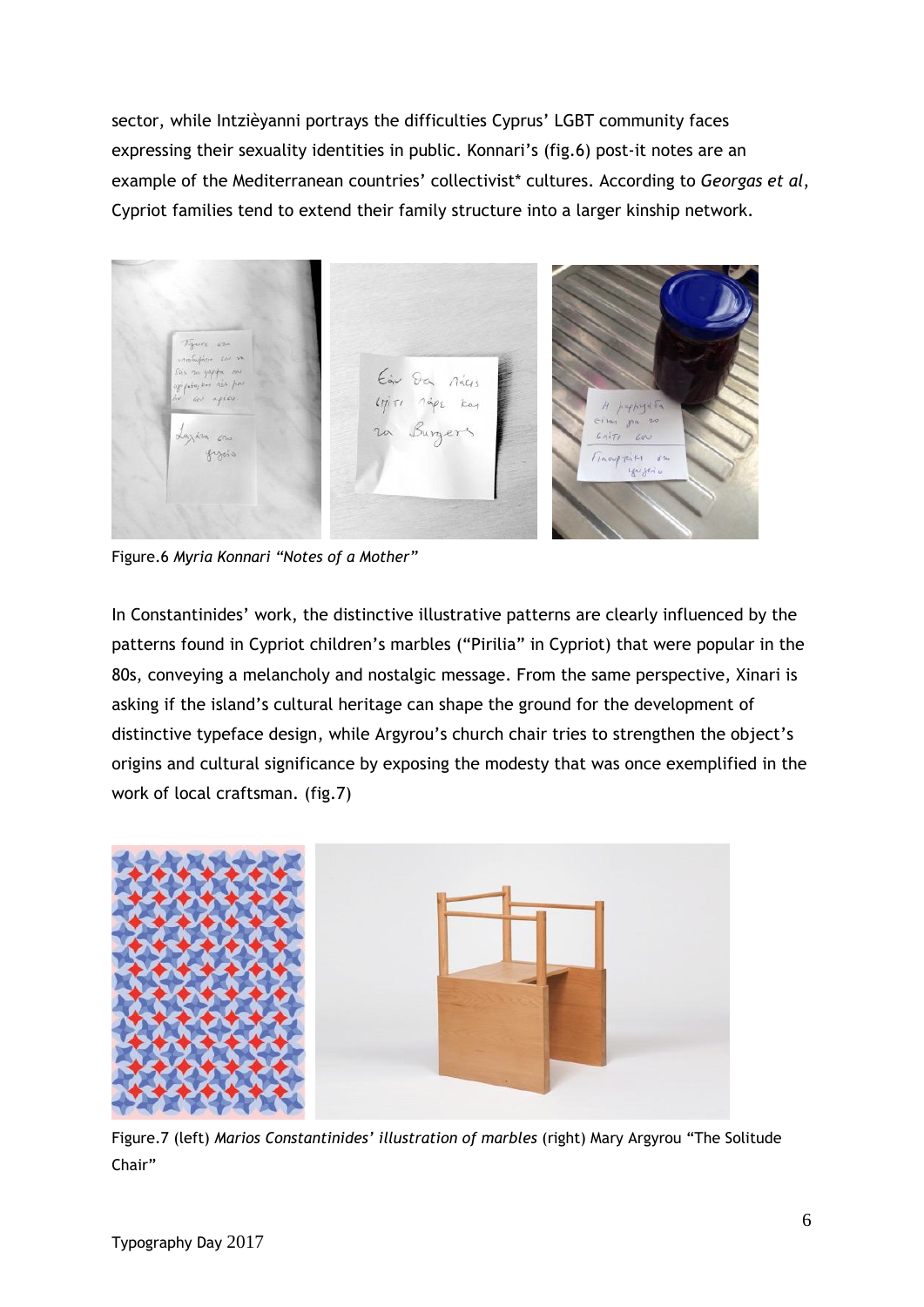sector, while Intzièyanni portrays the difficulties Cyprus' LGBT community faces expressing their sexuality identities in public. Konnari's (fig.6) post-it notes are an example of the Mediterranean countries' collectivist* cultures. According to *Georgas et al*, Cypriot families tend to extend their family structure into a larger kinship network.

Figure.6 *Myria Konnari "Notes of a Mother"*

In Constantinides' work, the distinctive illustrative patterns are clearly influenced by the patterns found in Cypriot children's marbles ("Pirilia" in Cypriot) that were popular in the 80s, conveying a melancholy and nostalgic message. From the same perspective, Xinari is asking if the island's cultural heritage can shape the ground for the development of distinctive typeface design, while Argyrou's church chair tries to strengthen the object's origins and cultural significance by exposing the modesty that was once exemplified in the work of local craftsman. (fig.7)

Figure.7 (left) *Marios Constantinides' illustration of marbles* (right) Mary Argyrou "The Solitude Chair"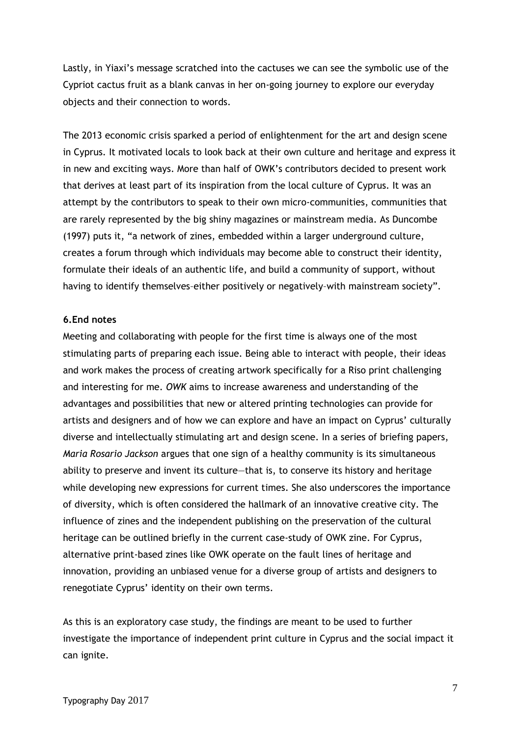Lastly, in Yiaxi's message scratched into the cactuses we can see the symbolic use of the Cypriot cactus fruit as a blank canvas in her on-going journey to explore our everyday objects and their connection to words.

The 2013 economic crisis sparked a period of enlightenment for the art and design scene in Cyprus. It motivated locals to look back at their own culture and heritage and express it in new and exciting ways. More than half of OWK's contributors decided to present work that derives at least part of its inspiration from the local culture of Cyprus. It was an attempt by the contributors to speak to their own micro-communities, communities that are rarely represented by the big shiny magazines or mainstream media. As Duncombe (1997) puts it, "a network of zines, embedded within a larger underground culture, creates a forum through which individuals may become able to construct their identity, formulate their ideals of an authentic life, and build a community of support, without having to identify themselves–either positively or negatively–with mainstream society".

## 6.End notes

Meeting and collaborating with people for the first time is always one of the most stimulating parts of preparing each issue. Being able to interact with people, their ideas and work makes the process of creating artwork specifically for a Riso print challenging and interesting for me. *OWK* aims to increase awareness and understanding of the advantages and possibilities that new or altered printing technologies can provide for artists and designers and of how we can explore and have an impact on Cyprus' culturally diverse and intellectually stimulating art and design scene. In a series of briefing papers, *Maria Rosario Jackson* argues that one sign of a healthy community is its simultaneous ability to preserve and invent its culture—that is, to conserve its history and heritage while developing new expressions for current times. She also underscores the importance of diversity, which is often considered the hallmark of an innovative creative city. The influence of zines and the independent publishing on the preservation of the cultural heritage can be outlined briefly in the current case-study of OWK zine. For Cyprus, alternative print-based zines like OWK operate on the fault lines of heritage and innovation, providing an unbiased venue for a diverse group of artists and designers to renegotiate Cyprus' identity on their own terms.

As this is an exploratory case study, the findings are meant to be used to further investigate the importance of independent print culture in Cyprus and the social impact it can ignite.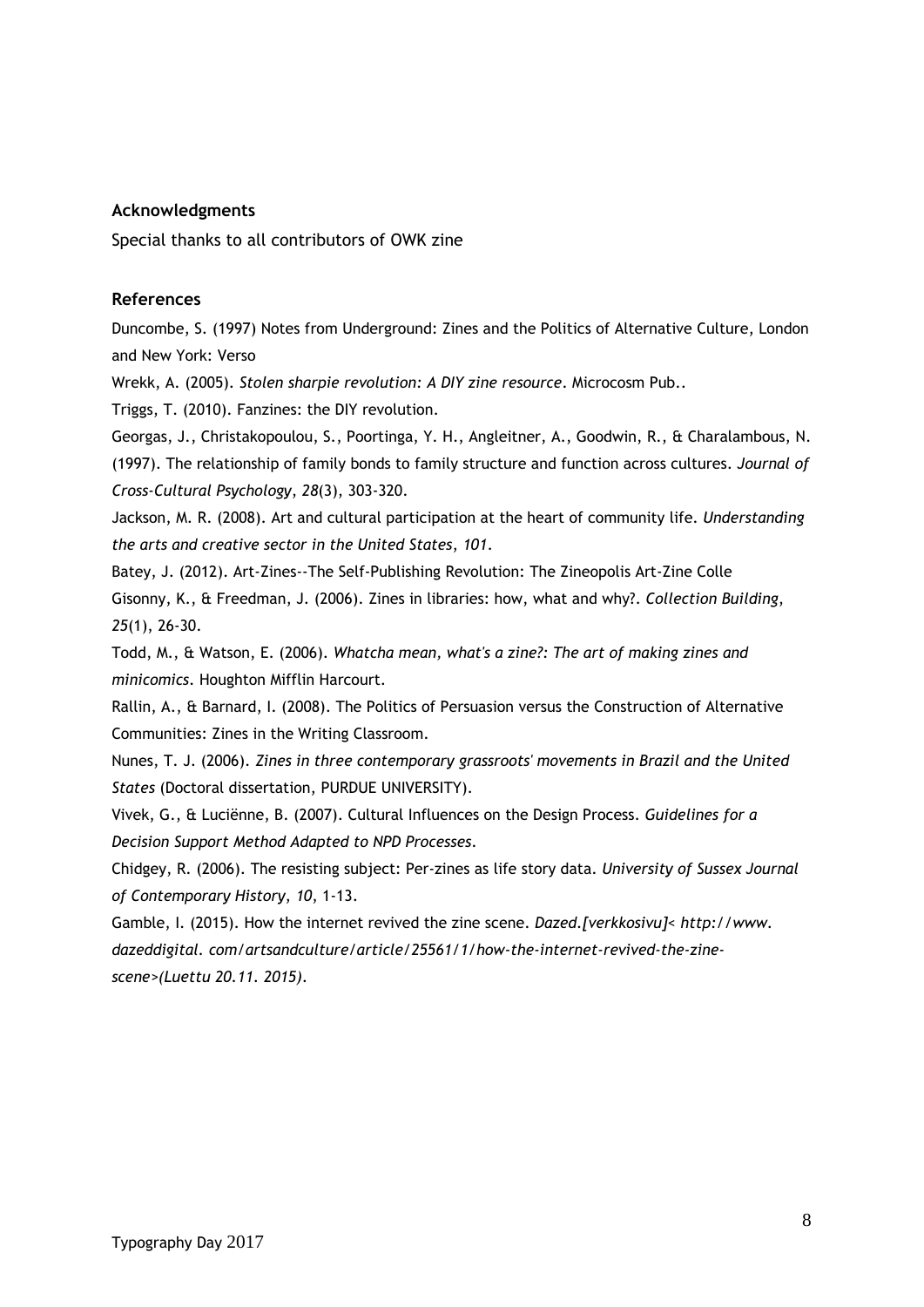**Acknowledgments**

Special thanks to all contributors of OWK zine

**References**

Duncombe, S. (1997) Notes from Underground: Zines and the Politics of Alternative Culture, London and New York: Verso

Wrekk, A. (2005). *Stolen sharpie revolution: A DIY zine resource*. Microcosm Pub..

Triggs, T. (2010). Fanzines: the DIY revolution.

Georgas, J., Christakopoulou, S., Poortinga, Y. H., Angleitner, A., Goodwin, R., & Charalambous, N. (1997). The relationship of family bonds to family structure and function across cultures. *Journal of Cross-Cultural Psychology*, *28*(3), 303-320.

Jackson, M. R. (2008). Art and cultural participation at the heart of community life. *Understanding the arts and creative sector in the United States*, *101*.

Batey, J. (2012). Art-Zines--The Self-Publishing Revolution: The Zineopolis Art-Zine Colle

Gisonny, K., & Freedman, J. (2006). Zines in libraries: how, what and why?. *Collection Building*, *25*(1), 26-30.

Todd, M., & Watson, E. (2006). *Whatcha mean, what's a zine?: The art of making zines and minicomics*. Houghton Mifflin Harcourt.

Rallin, A., & Barnard, I. (2008). The Politics of Persuasion versus the Construction of Alternative Communities: Zines in the Writing Classroom.

Nunes, T. J. (2006). *Zines in three contemporary grassroots' movements in Brazil and the United States* (Doctoral dissertation, PURDUE UNIVERSITY).

Vivek, G., & Luciënne, B. (2007). Cultural Influences on the Design Process. *Guidelines for a Decision Support Method Adapted to NPD Processes*.

Chidgey, R. (2006). The resisting subject: Per-zines as life story data. *University of Sussex Journal of Contemporary History*, *10*, 1-13.

Gamble, I. (2015). How the internet revived the zine scene. *Dazed.[verkkosivu]< http://www. dazeddigital. com/artsandculture/article/25561/1/how-the-internet-revived-the-zine-scene>(Luettu 20.11. 2015)*.